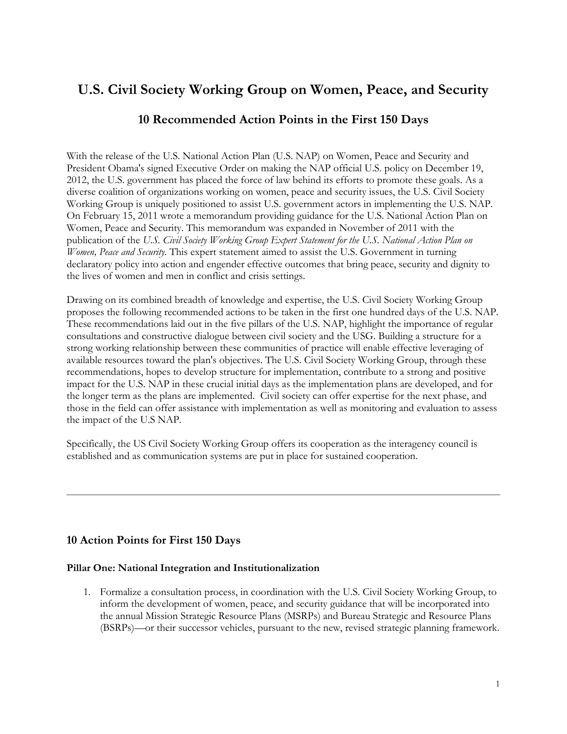# U.S. Civil Society Working Group on Women, Peace, and Security

## 10 Recommended Action Points in the First 150 Days

With the release of the U.S. National Action Plan (U.S. NAP) on Women, Peace and Security and President Obama's signed Executive Order on making the NAP official U.S. policy on December 19, 2012, the U.S. government has placed the force of law behind its efforts to promote these goals. As a diverse coalition of organizations working on women, peace and security issues, the U.S. Civil Society Working Group is uniquely positioned to assist U.S. government actors in implementing the U.S. NAP. On February 15, 2011 wrote a memorandum providing guidance for the U.S. National Action Plan on Women, Peace and Security. This memorandum was expanded in November of 2011 with the publication of the *U.S. Civil Society Working Group Expert Statement for the U.S. National Action Plan on Women, Peace and Security.* This expert statement aimed to assist the U.S. Government in turning declaratory policy into action and engender effective outcomes that bring peace, security and dignity to the lives of women and men in conflict and crisis settings.

Drawing on its combined breadth of knowledge and expertise, the U.S. Civil Society Working Group proposes the following recommended actions to be taken in the first one hundred days of the U.S. NAP. These recommendations laid out in the five pillars of the U.S. NAP, highlight the importance of regular consultations and constructive dialogue between civil society and the USG. Building a structure for a strong working relationship between these communities of practice will enable effective leveraging of available resources toward the plan's objectives. The U.S. Civil Society Working Group, through these recommendations, hopes to develop structure for implementation, contribute to a strong and positive impact for the U.S. NAP in these crucial initial days as the implementation plans are developed, and for the longer term as the plans are implemented. Civil society can offer expertise for the next phase, and those in the field can offer assistance with implementation as well as monitoring and evaluation to assess the impact of the U.S NAP.

Specifically, the US Civil Society Working Group offers its cooperation as the interagency council is established and as communication systems are put in place for sustained cooperation.

---

### 10 Action Points for First 150 Days

#### Pillar One: National Integration and Institutionalization

1. Formalize a consultation process, in coordination with the U.S. Civil Society Working Group, to inform the development of women, peace, and security guidance that will be incorporated into the annual Mission Strategic Resource Plans (MSRPs) and Bureau Strategic and Resource Plans (BSRPs)—or their successor vehicles, pursuant to the new, revised strategic planning framework.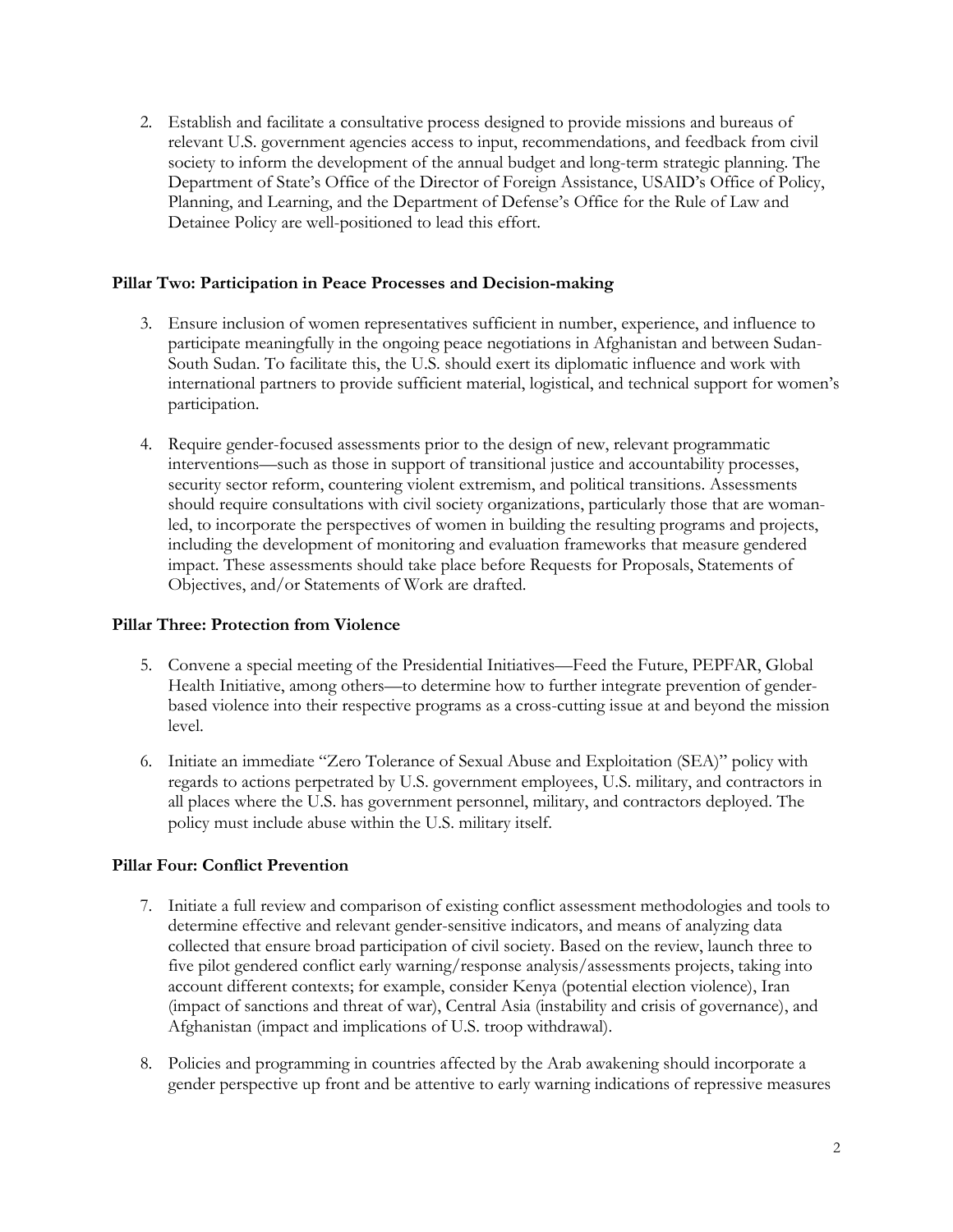2. Establish and facilitate a consultative process designed to provide missions and bureaus of relevant U.S. government agencies access to input, recommendations, and feedback from civil society to inform the development of the annual budget and long-term strategic planning. The Department of State's Office of the Director of Foreign Assistance, USAID's Office of Policy, Planning, and Learning, and the Department of Defense's Office for the Rule of Law and Detainee Policy are well-positioned to lead this effort.

**Pillar Two: Participation in Peace Processes and Decision-making**

3. Ensure inclusion of women representatives sufficient in number, experience, and influence to participate meaningfully in the ongoing peace negotiations in Afghanistan and between Sudan-South Sudan. To facilitate this, the U.S. should exert its diplomatic influence and work with international partners to provide sufficient material, logistical, and technical support for women's participation.

4. Require gender-focused assessments prior to the design of new, relevant programmatic interventions—such as those in support of transitional justice and accountability processes, security sector reform, countering violent extremism, and political transitions. Assessments should require consultations with civil society organizations, particularly those that are woman-led, to incorporate the perspectives of women in building the resulting programs and projects, including the development of monitoring and evaluation frameworks that measure gendered impact. These assessments should take place before Requests for Proposals, Statements of Objectives, and/or Statements of Work are drafted.

**Pillar Three: Protection from Violence**

5. Convene a special meeting of the Presidential Initiatives—Feed the Future, PEPFAR, Global Health Initiative, among others—to determine how to further integrate prevention of gender-based violence into their respective programs as a cross-cutting issue at and beyond the mission level.

6. Initiate an immediate "Zero Tolerance of Sexual Abuse and Exploitation (SEA)" policy with regards to actions perpetrated by U.S. government employees, U.S. military, and contractors in all places where the U.S. has government personnel, military, and contractors deployed. The policy must include abuse within the U.S. military itself.

**Pillar Four: Conflict Prevention**

7. Initiate a full review and comparison of existing conflict assessment methodologies and tools to determine effective and relevant gender-sensitive indicators, and means of analyzing data collected that ensure broad participation of civil society. Based on the review, launch three to five pilot gendered conflict early warning/response analysis/assessments projects, taking into account different contexts; for example, consider Kenya (potential election violence), Iran (impact of sanctions and threat of war), Central Asia (instability and crisis of governance), and Afghanistan (impact and implications of U.S. troop withdrawal).

8. Policies and programming in countries affected by the Arab awakening should incorporate a gender perspective up front and be attentive to early warning indications of repressive measures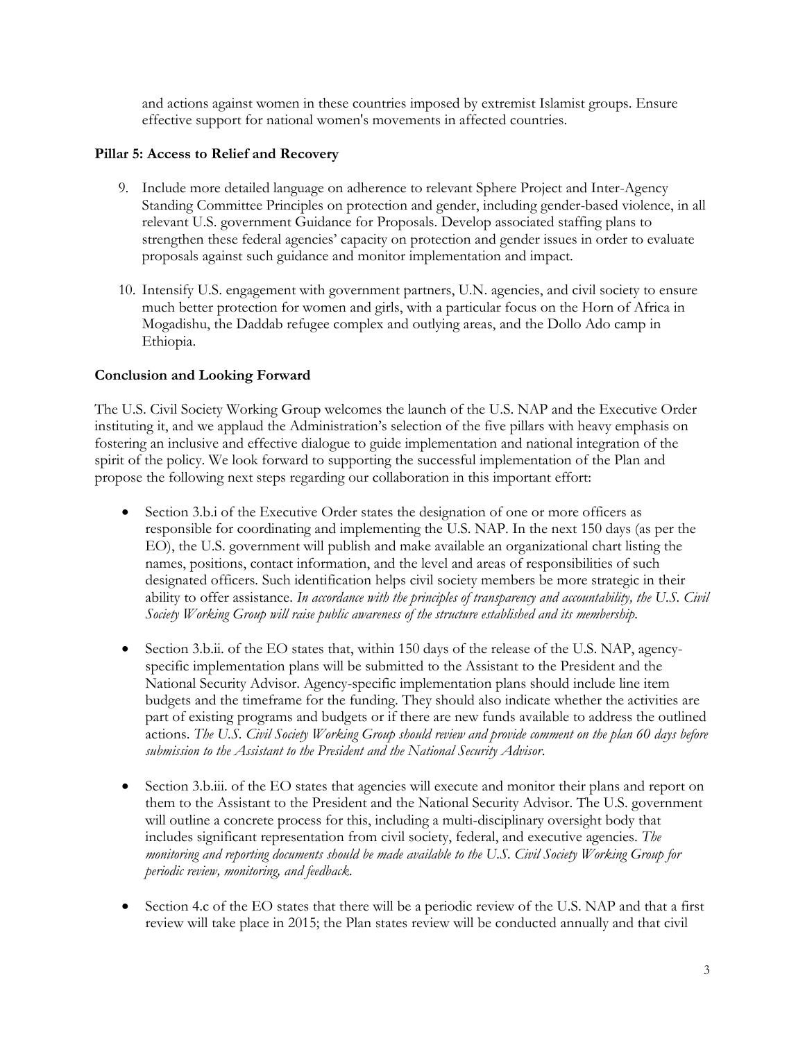and actions against women in these countries imposed by extremist Islamist groups. Ensure effective support for national women's movements in affected countries.

**Pillar 5: Access to Relief and Recovery**

9. Include more detailed language on adherence to relevant Sphere Project and Inter-Agency Standing Committee Principles on protection and gender, including gender-based violence, in all relevant U.S. government Guidance for Proposals. Develop associated staffing plans to strengthen these federal agencies' capacity on protection and gender issues in order to evaluate proposals against such guidance and monitor implementation and impact.

10. Intensify U.S. engagement with government partners, U.N. agencies, and civil society to ensure much better protection for women and girls, with a particular focus on the Horn of Africa in Mogadishu, the Daddab refugee complex and outlying areas, and the Dollo Ado camp in Ethiopia.

**Conclusion and Looking Forward**

The U.S. Civil Society Working Group welcomes the launch of the U.S. NAP and the Executive Order instituting it, and we applaud the Administration's selection of the five pillars with heavy emphasis on fostering an inclusive and effective dialogue to guide implementation and national integration of the spirit of the policy. We look forward to supporting the successful implementation of the Plan and propose the following next steps regarding our collaboration in this important effort:

- Section 3.b.i of the Executive Order states the designation of one or more officers as responsible for coordinating and implementing the U.S. NAP. In the next 150 days (as per the EO), the U.S. government will publish and make available an organizational chart listing the names, positions, contact information, and the level and areas of responsibilities of such designated officers. Such identification helps civil society members be more strategic in their ability to offer assistance. *In accordance with the principles of transparency and accountability, the U.S. Civil Society Working Group will raise public awareness of the structure established and its membership.*

- Section 3.b.ii. of the EO states that, within 150 days of the release of the U.S. NAP, agency-specific implementation plans will be submitted to the Assistant to the President and the National Security Advisor. Agency-specific implementation plans should include line item budgets and the timeframe for the funding. They should also indicate whether the activities are part of existing programs and budgets or if there are new funds available to address the outlined actions. *The U.S. Civil Society Working Group should review and provide comment on the plan 60 days before submission to the Assistant to the President and the National Security Advisor.*

- Section 3.b.iii. of the EO states that agencies will execute and monitor their plans and report on them to the Assistant to the President and the National Security Advisor. The U.S. government will outline a concrete process for this, including a multi-disciplinary oversight body that includes significant representation from civil society, federal, and executive agencies. *The monitoring and reporting documents should be made available to the U.S. Civil Society Working Group for periodic review, monitoring, and feedback.*

- Section 4.c of the EO states that there will be a periodic review of the U.S. NAP and that a first review will take place in 2015; the Plan states review will be conducted annually and that civil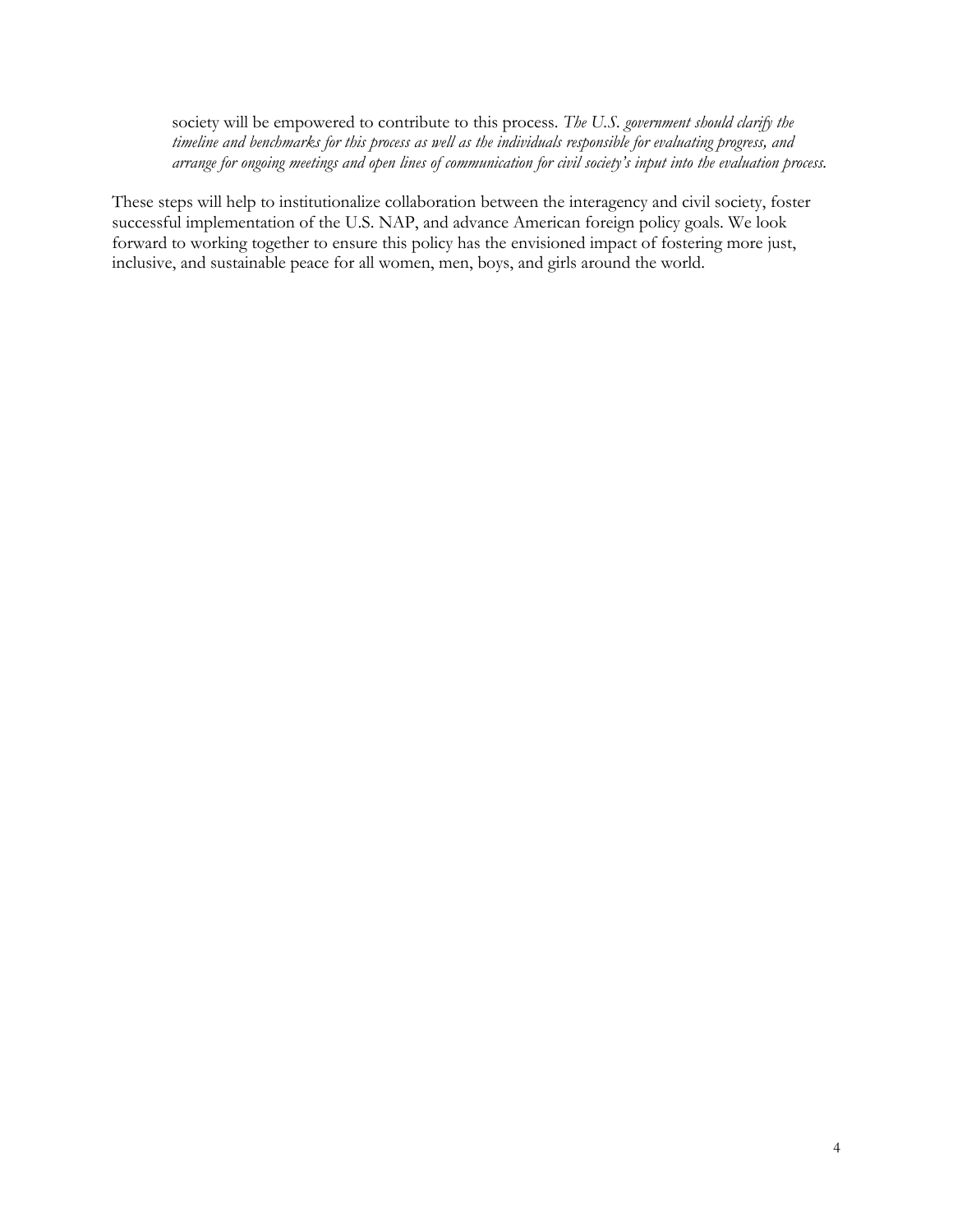society will be empowered to contribute to this process. *The U.S. government should clarify the timeline and benchmarks for this process as well as the individuals responsible for evaluating progress, and arrange for ongoing meetings and open lines of communication for civil society's input into the evaluation process.*

These steps will help to institutionalize collaboration between the interagency and civil society, foster successful implementation of the U.S. NAP, and advance American foreign policy goals. We look forward to working together to ensure this policy has the envisioned impact of fostering more just, inclusive, and sustainable peace for all women, men, boys, and girls around the world.